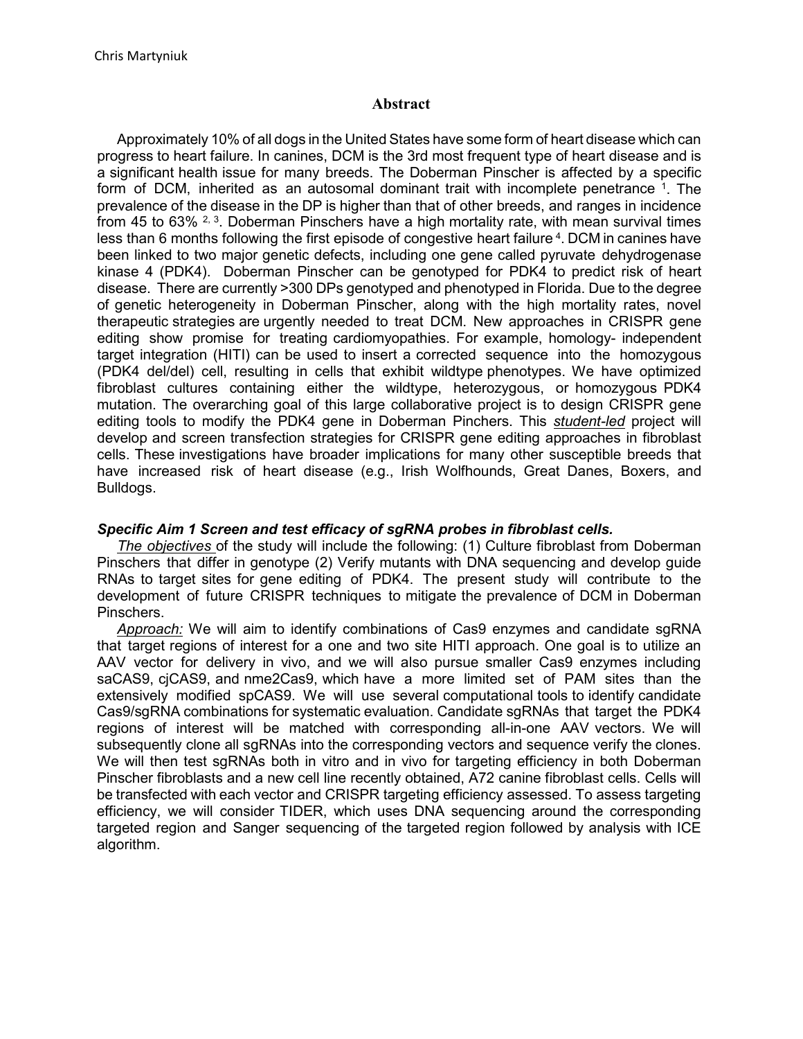# Abstract

Approximately 10% of all dogs in the United States have some form of heart disease which can progress to heart failure. In canines, DCM is the 3rd most frequent type of heart disease and is a significant health issue for many breeds. The Doberman Pinscher is affected by a specific form of DCM, inherited as an autosomal dominant trait with incomplete penetrance [1]. The prevalence of the disease in the DP is higher than that of other breeds, and ranges in incidence from 45 to 63% [2, 3]. Doberman Pinschers have a high mortality rate, with mean survival times less than 6 months following the first episode of congestive heart failure [4]. DCM in canines have been linked to two major genetic defects, including one gene called pyruvate dehydrogenase kinase 4 (PDK4). Doberman Pinscher can be genotyped for PDK4 to predict risk of heart disease. There are currently >300 DPs genotyped and phenotyped in Florida. Due to the degree of genetic heterogeneity in Doberman Pinscher, along with the high mortality rates, novel therapeutic strategies are urgently needed to treat DCM. New approaches in CRISPR gene editing show promise for treating cardiomyopathies. For example, homology- independent target integration (HITI) can be used to insert a corrected sequence into the homozygous (PDK4 del/del) cell, resulting in cells that exhibit wildtype phenotypes. We have optimized fibroblast cultures containing either the wildtype, heterozygous, or homozygous PDK4 mutation. The overarching goal of this large collaborative project is to design CRISPR gene editing tools to modify the PDK4 gene in Doberman Pinchers. This *student-led* project will develop and screen transfection strategies for CRISPR gene editing approaches in fibroblast cells. These investigations have broader implications for many other susceptible breeds that have increased risk of heart disease (e.g., Irish Wolfhounds, Great Danes, Boxers, and Bulldogs.

### *Specific Aim 1 Screen and test efficacy of sgRNA probes in fibroblast cells.*

*The objectives* of the study will include the following: (1) Culture fibroblast from Doberman Pinschers that differ in genotype (2) Verify mutants with DNA sequencing and develop guide RNAs to target sites for gene editing of PDK4. The present study will contribute to the development of future CRISPR techniques to mitigate the prevalence of DCM in Doberman Pinschers.

*Approach:* We will aim to identify combinations of Cas9 enzymes and candidate sgRNA that target regions of interest for a one and two site HITI approach. One goal is to utilize an AAV vector for delivery in vivo, and we will also pursue smaller Cas9 enzymes including saCAS9, cjCAS9, and nme2Cas9, which have a more limited set of PAM sites than the extensively modified spCAS9. We will use several computational tools to identify candidate Cas9/sgRNA combinations for systematic evaluation. Candidate sgRNAs that target the PDK4 regions of interest will be matched with corresponding all-in-one AAV vectors. We will subsequently clone all sgRNAs into the corresponding vectors and sequence verify the clones. We will then test sgRNAs both in vitro and in vivo for targeting efficiency in both Doberman Pinscher fibroblasts and a new cell line recently obtained, A72 canine fibroblast cells. Cells will be transfected with each vector and CRISPR targeting efficiency assessed. To assess targeting efficiency, we will consider TIDER, which uses DNA sequencing around the corresponding targeted region and Sanger sequencing of the targeted region followed by analysis with ICE algorithm.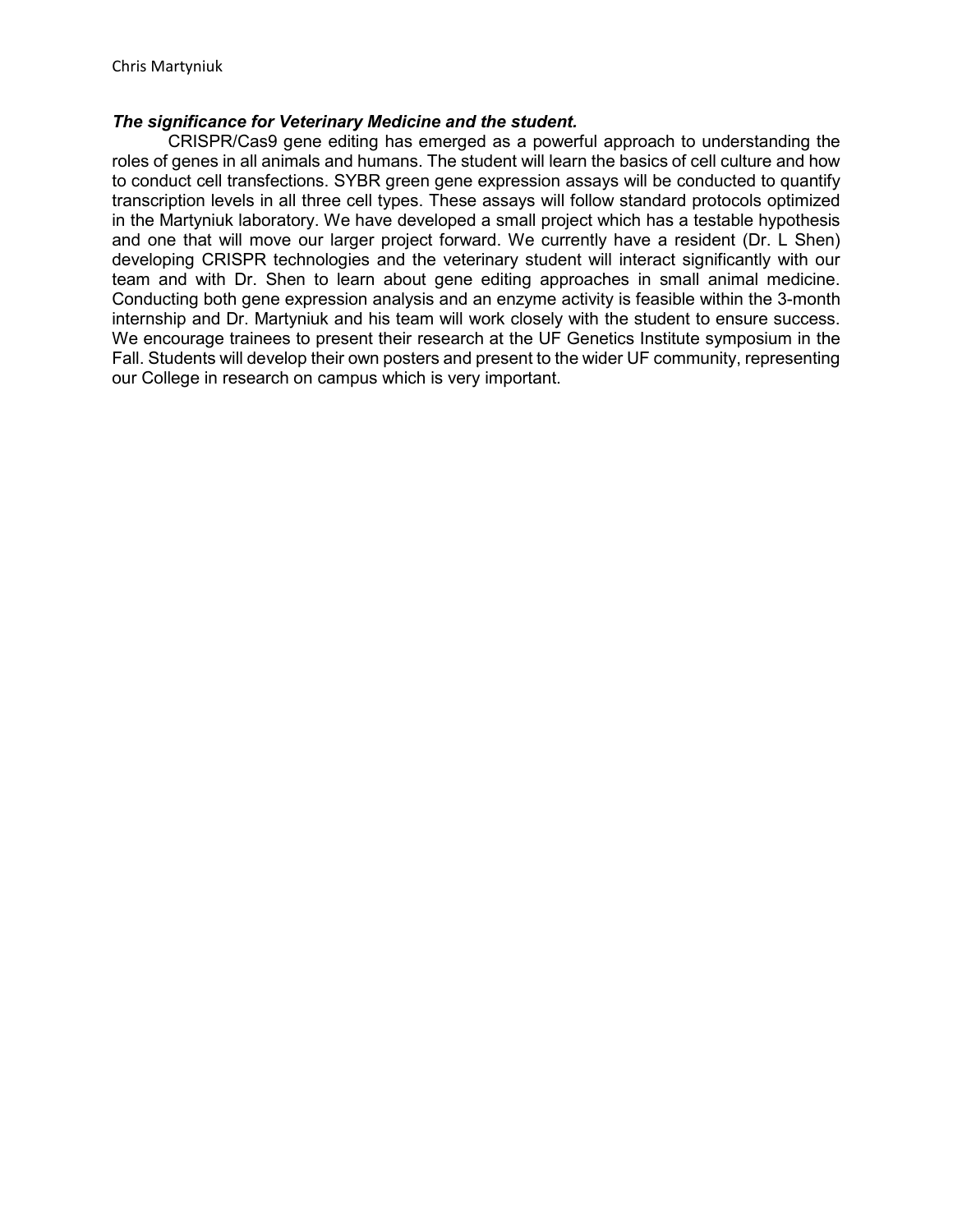***The significance for Veterinary Medicine and the student.***

CRISPR/Cas9 gene editing has emerged as a powerful approach to understanding the roles of genes in all animals and humans. The student will learn the basics of cell culture and how to conduct cell transfections. SYBR green gene expression assays will be conducted to quantify transcription levels in all three cell types. These assays will follow standard protocols optimized in the Martyniuk laboratory. We have developed a small project which has a testable hypothesis and one that will move our larger project forward. We currently have a resident (Dr. L Shen) developing CRISPR technologies and the veterinary student will interact significantly with our team and with Dr. Shen to learn about gene editing approaches in small animal medicine. Conducting both gene expression analysis and an enzyme activity is feasible within the 3-month internship and Dr. Martyniuk and his team will work closely with the student to ensure success. We encourage trainees to present their research at the UF Genetics Institute symposium in the Fall. Students will develop their own posters and present to the wider UF community, representing our College in research on campus which is very important.